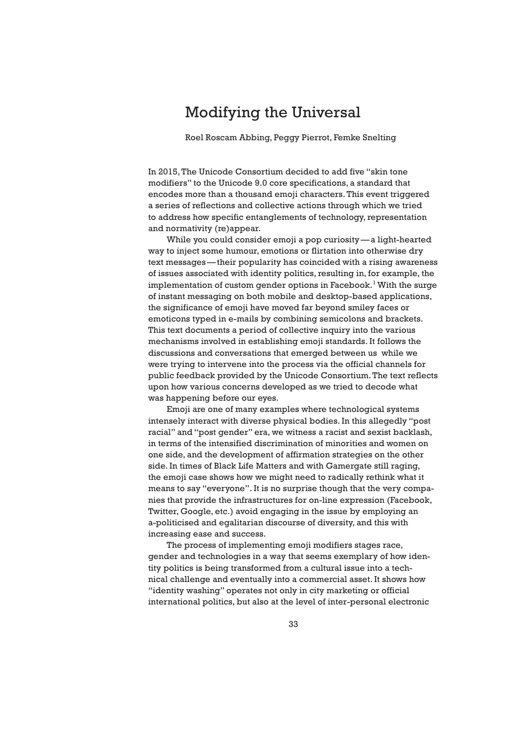# Modifying the Universal

Roel Roscam Abbing, Peggy Pierrot, Femke Snelting

In 2015, The Unicode Consortium decided to add five "skin tone modifiers" to the Unicode 9.0 core specifications, a standard that encodes more than a thousand emoji characters. This event triggered a series of reflections and collective actions through which we tried to address how specific entanglements of technology, representation and normativity (re)appear.

While you could consider emoji a pop curiosity — a light-hearted way to inject some humour, emotions or flirtation into otherwise dry text messages — their popularity has coincided with a rising awareness of issues associated with identity politics, resulting in, for example, the implementation of custom gender options in Facebook.[1] With the surge of instant messaging on both mobile and desktop-based applications, the significance of emoji have moved far beyond smiley faces or emoticons typed in e-mails by combining semicolons and brackets. This text documents a period of collective inquiry into the various mechanisms involved in establishing emoji standards. It follows the discussions and conversations that emerged between us while we were trying to intervene into the process via the official channels for public feedback provided by the Unicode Consortium. The text reflects upon how various concerns developed as we tried to decode what was happening before our eyes.

Emoji are one of many examples where technological systems intensely interact with diverse physical bodies. In this allegedly "post racial" and "post gender" era, we witness a racist and sexist backlash, in terms of the intensified discrimination of minorities and women on one side, and the development of affirmation strategies on the other side. In times of Black Life Matters and with Gamergate still raging, the emoji case shows how we might need to radically rethink what it means to say "everyone". It is no surprise though that the very companies that provide the infrastructures for on-line expression (Facebook, Twitter, Google, etc.) avoid engaging in the issue by employing an a-politicised and egalitarian discourse of diversity, and this with increasing ease and success.

The process of implementing emoji modifiers stages race, gender and technologies in a way that seems exemplary of how identity politics is being transformed from a cultural issue into a technical challenge and eventually into a commercial asset. It shows how "identity washing" operates not only in city marketing or official international politics, but also at the level of inter-personal electronic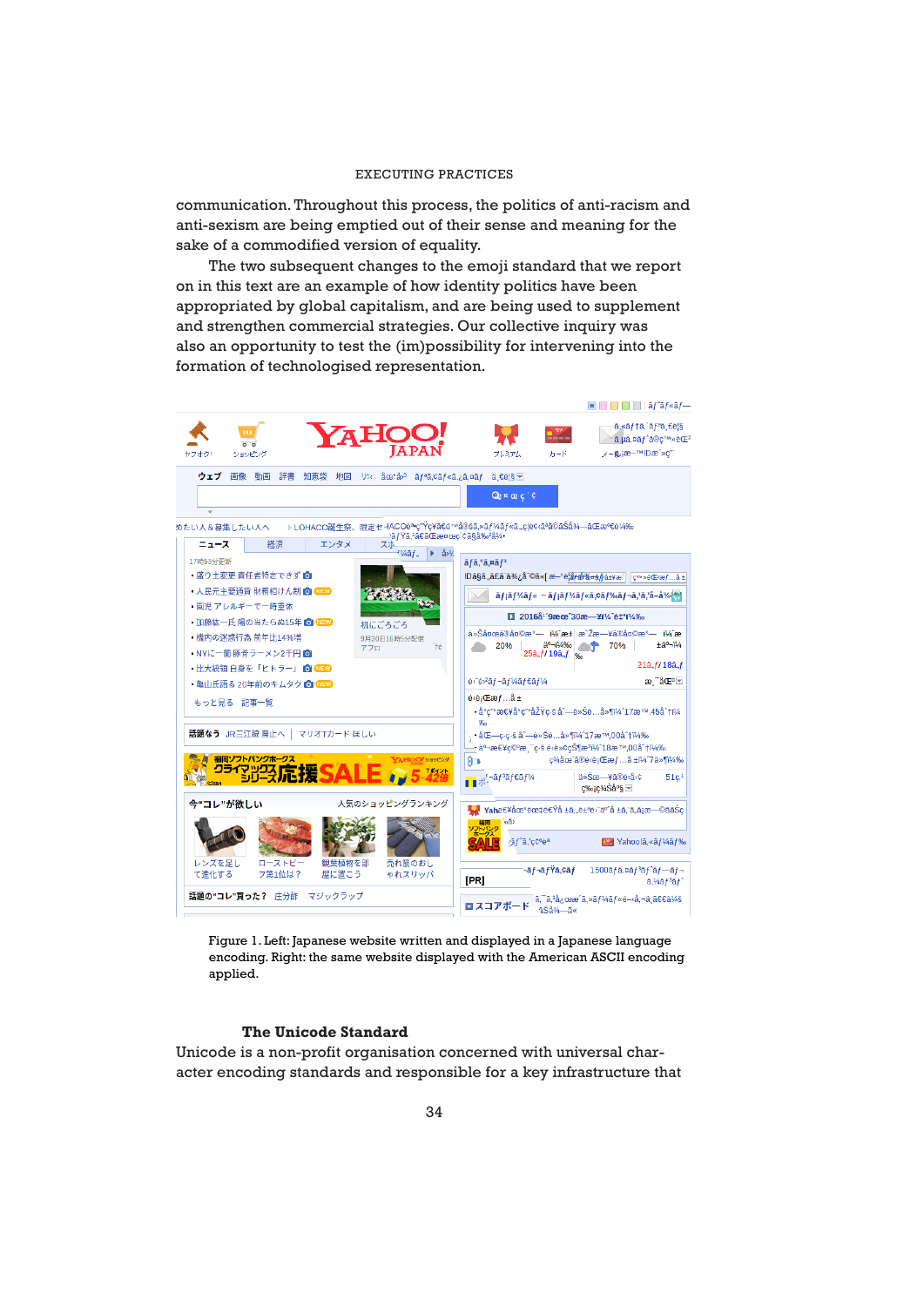communication. Throughout this process, the politics of anti-racism and anti-sexism are being emptied out of their sense and meaning for the sake of a commodified version of equality.

The two subsequent changes to the emoji standard that we report on in this text are an example of how identity politics have been appropriated by global capitalism, and are being used to supplement and strengthen commercial strategies. Our collective inquiry was also an opportunity to test the (im)possibility for intervening into the formation of technologised representation.

Figure 1. Left: Japanese website written and displayed in a Japanese language encoding. Right: the same website displayed with the American ASCII encoding applied.

### The Unicode Standard

Unicode is a non-profit organisation concerned with universal character encoding standards and responsible for a key infrastructure that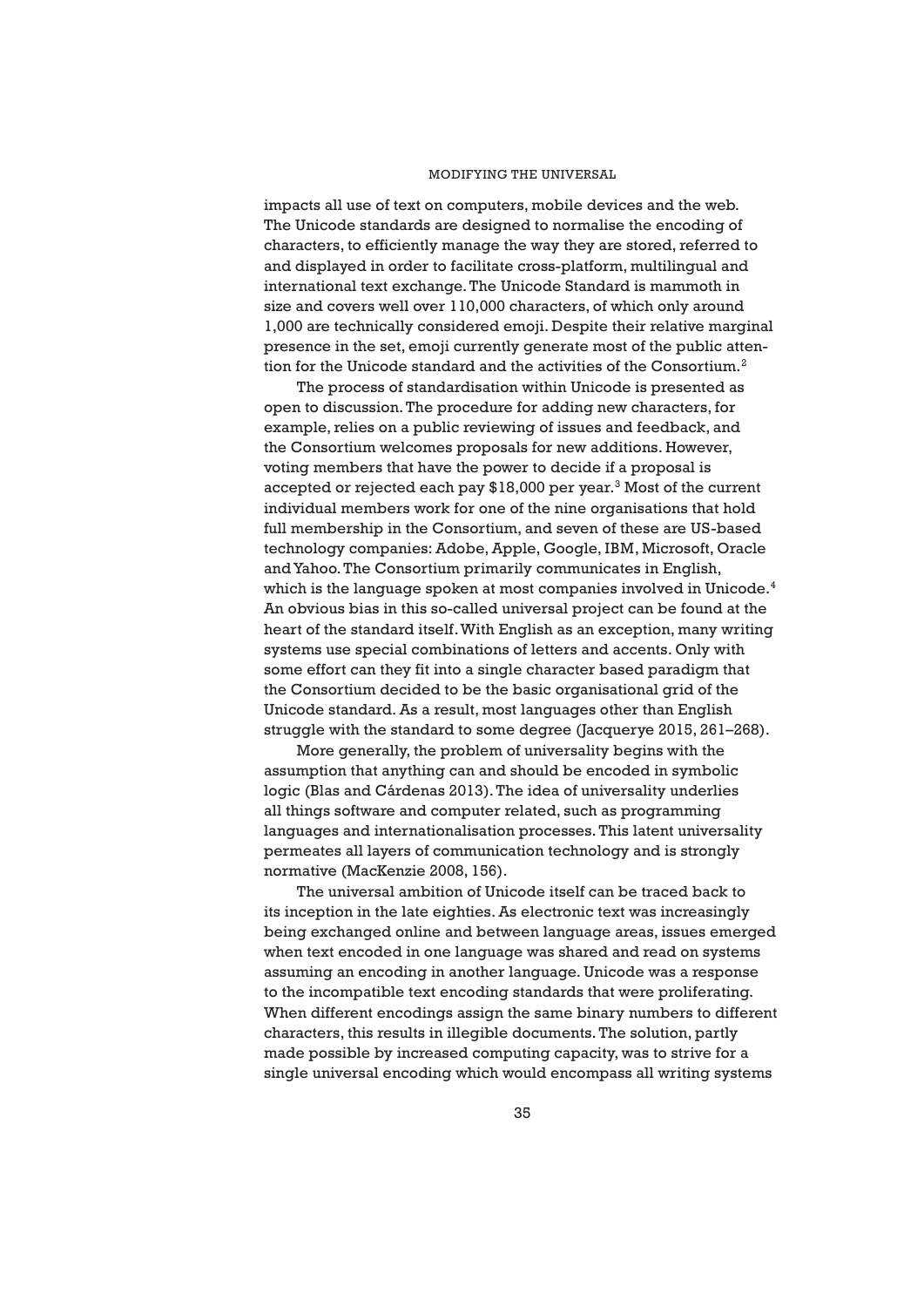impacts all use of text on computers, mobile devices and the web. The Unicode standards are designed to normalise the encoding of characters, to efficiently manage the way they are stored, referred to and displayed in order to facilitate cross-platform, multilingual and international text exchange. The Unicode Standard is mammoth in size and covers well over 110,000 characters, of which only around 1,000 are technically considered emoji. Despite their relative marginal presence in the set, emoji currently generate most of the public attention for the Unicode standard and the activities of the Consortium.[2]

The process of standardisation within Unicode is presented as open to discussion. The procedure for adding new characters, for example, relies on a public reviewing of issues and feedback, and the Consortium welcomes proposals for new additions. However, voting members that have the power to decide if a proposal is accepted or rejected each pay $18,000 per year.[3] Most of the current individual members work for one of the nine organisations that hold full membership in the Consortium, and seven of these are US-based technology companies: Adobe, Apple, Google, IBM, Microsoft, Oracle and Yahoo. The Consortium primarily communicates in English, which is the language spoken at most companies involved in Unicode.[4] An obvious bias in this so-called universal project can be found at the heart of the standard itself. With English as an exception, many writing systems use special combinations of letters and accents. Only with some effort can they fit into a single character based paradigm that the Consortium decided to be the basic organisational grid of the Unicode standard. As a result, most languages other than English struggle with the standard to some degree (Jacquerye 2015, 261–268).

More generally, the problem of universality begins with the assumption that anything can and should be encoded in symbolic logic (Blas and Cárdenas 2013). The idea of universality underlies all things software and computer related, such as programming languages and internationalisation processes. This latent universality permeates all layers of communication technology and is strongly normative (MacKenzie 2008, 156).

The universal ambition of Unicode itself can be traced back to its inception in the late eighties. As electronic text was increasingly being exchanged online and between language areas, issues emerged when text encoded in one language was shared and read on systems assuming an encoding in another language. Unicode was a response to the incompatible text encoding standards that were proliferating. When different encodings assign the same binary numbers to different characters, this results in illegible documents. The solution, partly made possible by increased computing capacity, was to strive for a single universal encoding which would encompass all writing systems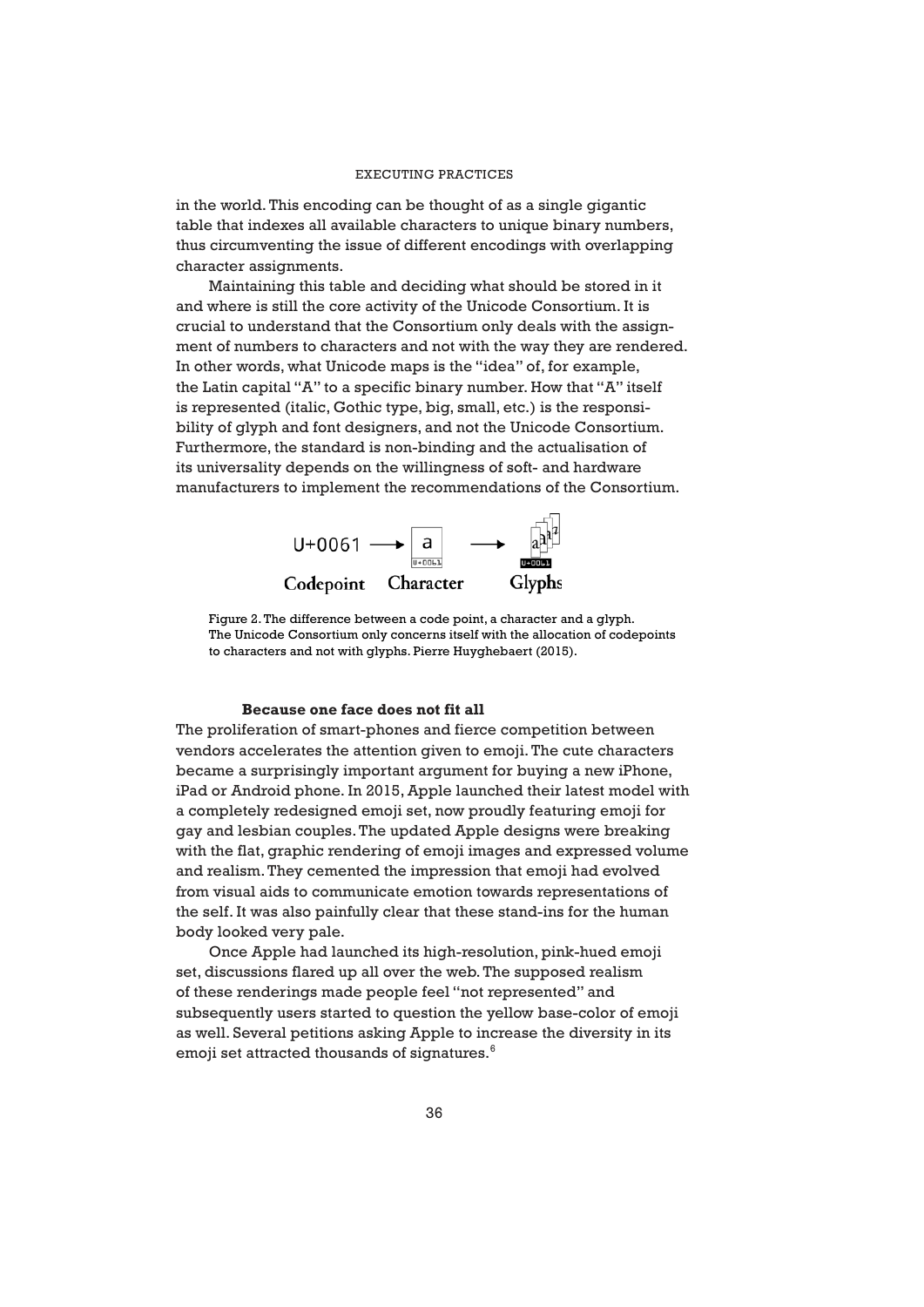in the world. This encoding can be thought of as a single gigantic table that indexes all available characters to unique binary numbers, thus circumventing the issue of different encodings with overlapping character assignments.

Maintaining this table and deciding what should be stored in it and where is still the core activity of the Unicode Consortium. It is crucial to understand that the Consortium only deals with the assignment of numbers to characters and not with the way they are rendered. In other words, what Unicode maps is the "idea" of, for example, the Latin capital "A" to a specific binary number. How that "A" itself is represented (italic, Gothic type, big, small, etc.) is the responsibility of glyph and font designers, and not the Unicode Consortium. Furthermore, the standard is non-binding and the actualisation of its universality depends on the willingness of soft- and hardware manufacturers to implement the recommendations of the Consortium.

U+0061 → a → Glyphs

Codepoint Character Glyphs

Figure 2. The difference between a code point, a character and a glyph. The Unicode Consortium only concerns itself with the allocation of codepoints to characters and not with glyphs. Pierre Huyghebaert (2015).

### Because one face does not fit all

The proliferation of smart-phones and fierce competition between vendors accelerates the attention given to emoji. The cute characters became a surprisingly important argument for buying a new iPhone, iPad or Android phone. In 2015, Apple launched their latest model with a completely redesigned emoji set, now proudly featuring emoji for gay and lesbian couples. The updated Apple designs were breaking with the flat, graphic rendering of emoji images and expressed volume and realism. They cemented the impression that emoji had evolved from visual aids to communicate emotion towards representations of the self. It was also painfully clear that these stand-ins for the human body looked very pale.

Once Apple had launched its high-resolution, pink-hued emoji set, discussions flared up all over the web. The supposed realism of these renderings made people feel "not represented" and subsequently users started to question the yellow base-color of emoji as well. Several petitions asking Apple to increase the diversity in its emoji set attracted thousands of signatures.[6]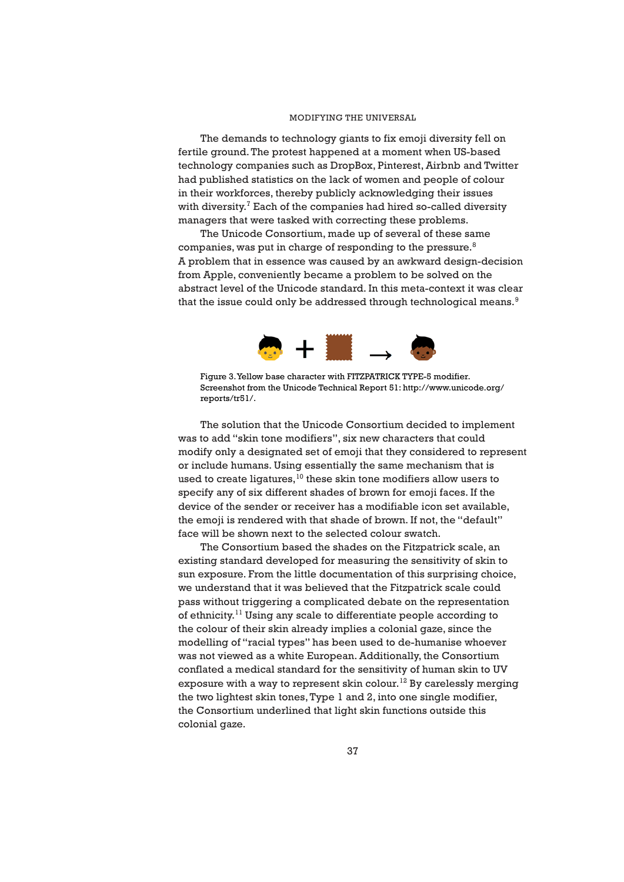The demands to technology giants to fix emoji diversity fell on fertile ground. The protest happened at a moment when US-based technology companies such as DropBox, Pinterest, Airbnb and Twitter had published statistics on the lack of women and people of colour in their workforces, thereby publicly acknowledging their issues with diversity.[7] Each of the companies had hired so-called diversity managers that were tasked with correcting these problems.

The Unicode Consortium, made up of several of these same companies, was put in charge of responding to the pressure.[8] A problem that in essence was caused by an awkward design-decision from Apple, conveniently became a problem to be solved on the abstract level of the Unicode standard. In this meta-context it was clear that the issue could only be addressed through technological means.[9]

Figure 3. Yellow base character with FITZPATRICK TYPE-5 modifier. Screenshot from the Unicode Technical Report 51: http://www.unicode.org/reports/tr51/.

The solution that the Unicode Consortium decided to implement was to add "skin tone modifiers", six new characters that could modify only a designated set of emoji that they considered to represent or include humans. Using essentially the same mechanism that is used to create ligatures,[10] these skin tone modifiers allow users to specify any of six different shades of brown for emoji faces. If the device of the sender or receiver has a modifiable icon set available, the emoji is rendered with that shade of brown. If not, the "default" face will be shown next to the selected colour swatch.

The Consortium based the shades on the Fitzpatrick scale, an existing standard developed for measuring the sensitivity of skin to sun exposure. From the little documentation of this surprising choice, we understand that it was believed that the Fitzpatrick scale could pass without triggering a complicated debate on the representation of ethnicity.[11] Using any scale to differentiate people according to the colour of their skin already implies a colonial gaze, since the modelling of "racial types" has been used to de-humanise whoever was not viewed as a white European. Additionally, the Consortium conflated a medical standard for the sensitivity of human skin to UV exposure with a way to represent skin colour.[12] By carelessly merging the two lightest skin tones, Type 1 and 2, into one single modifier, the Consortium underlined that light skin functions outside this colonial gaze.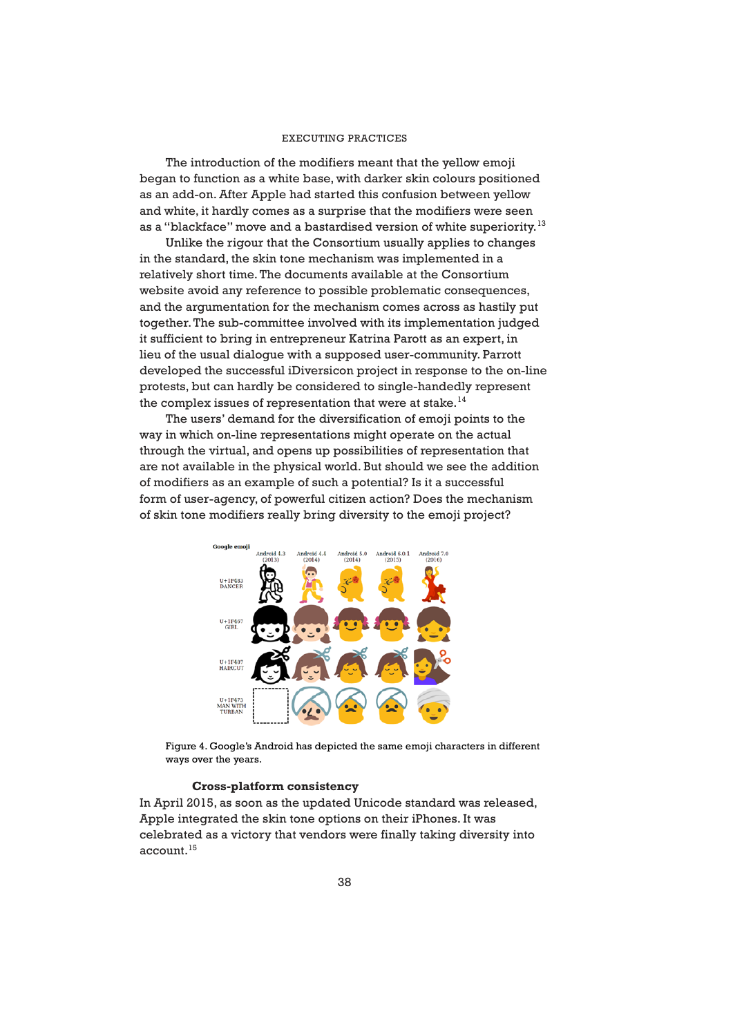The introduction of the modifiers meant that the yellow emoji began to function as a white base, with darker skin colours positioned as an add-on. After Apple had started this confusion between yellow and white, it hardly comes as a surprise that the modifiers were seen as a "blackface" move and a bastardised version of white superiority.[13]

Unlike the rigour that the Consortium usually applies to changes in the standard, the skin tone mechanism was implemented in a relatively short time. The documents available at the Consortium website avoid any reference to possible problematic consequences, and the argumentation for the mechanism comes across as hastily put together. The sub-committee involved with its implementation judged it sufficient to bring in entrepreneur Katrina Parott as an expert, in lieu of the usual dialogue with a supposed user-community. Parrott developed the successful iDiversicon project in response to the on-line protests, but can hardly be considered to single-handedly represent the complex issues of representation that were at stake.[14]

The users' demand for the diversification of emoji points to the way in which on-line representations might operate on the actual through the virtual, and opens up possibilities of representation that are not available in the physical world. But should we see the addition of modifiers as an example of such a potential? Is it a successful form of user-agency, of powerful citizen action? Does the mechanism of skin tone modifiers really bring diversity to the emoji project?

Figure 4. Google's Android has depicted the same emoji characters in different ways over the years.

### Cross-platform consistency

In April 2015, as soon as the updated Unicode standard was released, Apple integrated the skin tone options on their iPhones. It was celebrated as a victory that vendors were finally taking diversity into account.[15]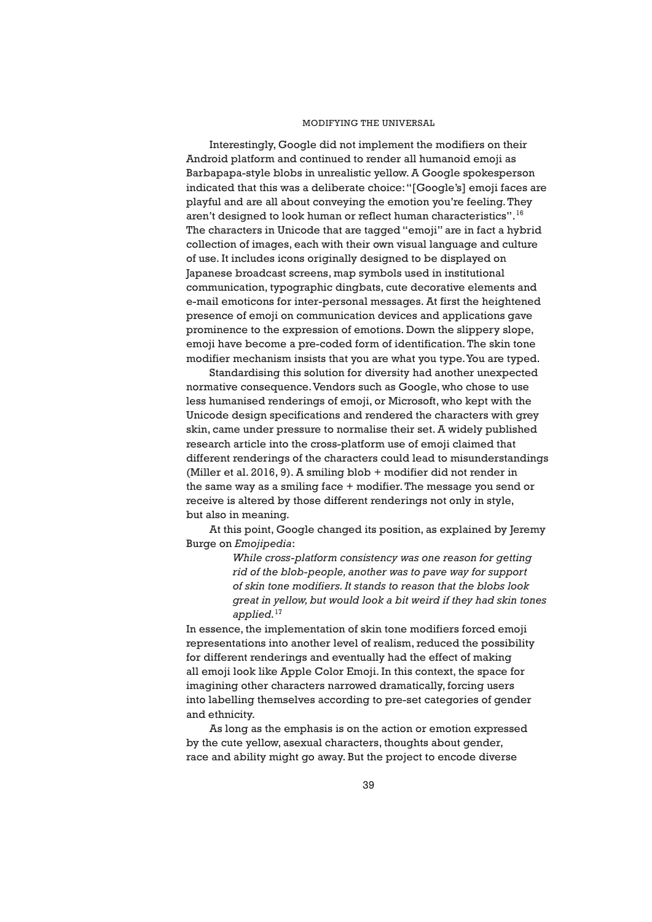Interestingly, Google did not implement the modifiers on their Android platform and continued to render all humanoid emoji as Barbapapa-style blobs in unrealistic yellow. A Google spokesperson indicated that this was a deliberate choice: "[Google's] emoji faces are playful and are all about conveying the emotion you're feeling. They aren't designed to look human or reflect human characteristics".[16] The characters in Unicode that are tagged "emoji" are in fact a hybrid collection of images, each with their own visual language and culture of use. It includes icons originally designed to be displayed on Japanese broadcast screens, map symbols used in institutional communication, typographic dingbats, cute decorative elements and e-mail emoticons for inter-personal messages. At first the heightened presence of emoji on communication devices and applications gave prominence to the expression of emotions. Down the slippery slope, emoji have become a pre-coded form of identification. The skin tone modifier mechanism insists that you are what you type. You are typed.

Standardising this solution for diversity had another unexpected normative consequence. Vendors such as Google, who chose to use less humanised renderings of emoji, or Microsoft, who kept with the Unicode design specifications and rendered the characters with grey skin, came under pressure to normalise their set. A widely published research article into the cross-platform use of emoji claimed that different renderings of the characters could lead to misunderstandings (Miller et al. 2016, 9). A smiling blob + modifier did not render in the same way as a smiling face + modifier. The message you send or receive is altered by those different renderings not only in style, but also in meaning.

At this point, Google changed its position, as explained by Jeremy Burge on *Emojipedia*:

> *While cross-platform consistency was one reason for getting rid of the blob-people, another was to pave way for support of skin tone modifiers. It stands to reason that the blobs look great in yellow, but would look a bit weird if they had skin tones applied.*[17]

In essence, the implementation of skin tone modifiers forced emoji representations into another level of realism, reduced the possibility for different renderings and eventually had the effect of making all emoji look like Apple Color Emoji. In this context, the space for imagining other characters narrowed dramatically, forcing users into labelling themselves according to pre-set categories of gender and ethnicity.

As long as the emphasis is on the action or emotion expressed by the cute yellow, asexual characters, thoughts about gender, race and ability might go away. But the project to encode diverse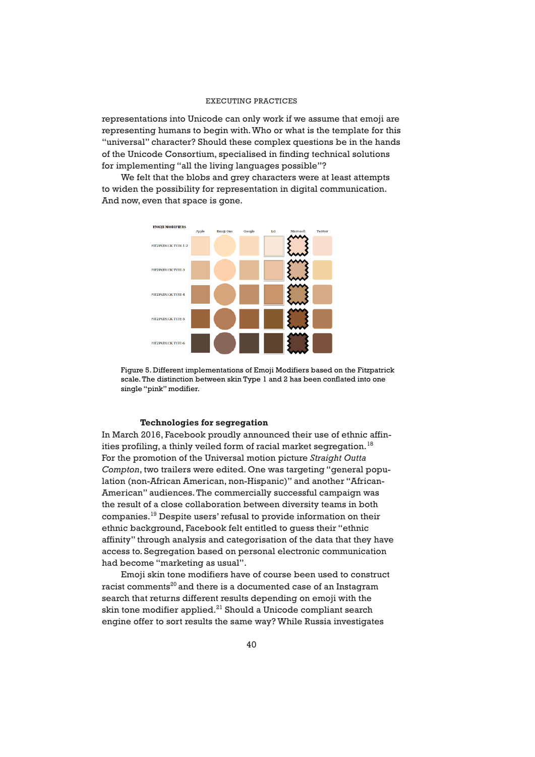representations into Unicode can only work if we assume that emoji are representing humans to begin with. Who or what is the template for this "universal" character? Should these complex questions be in the hands of the Unicode Consortium, specialised in finding technical solutions for implementing "all the living languages possible"?

We felt that the blobs and grey characters were at least attempts to widen the possibility for representation in digital communication. And now, even that space is gone.

Figure 5. Different implementations of Emoji Modifiers based on the Fitzpatrick scale. The distinction between skin Type 1 and 2 has been conflated into one single "pink" modifier.

### Technologies for segregation

In March 2016, Facebook proudly announced their use of ethnic affinities profiling, a thinly veiled form of racial market segregation.[18] For the promotion of the Universal motion picture *Straight Outta Compton*, two trailers were edited. One was targeting "general population (non-African American, non-Hispanic)" and another "African-American" audiences. The commercially successful campaign was the result of a close collaboration between diversity teams in both companies.[19] Despite users' refusal to provide information on their ethnic background, Facebook felt entitled to guess their "ethnic affinity" through analysis and categorisation of the data that they have access to. Segregation based on personal electronic communication had become "marketing as usual".

Emoji skin tone modifiers have of course been used to construct racist comments[20] and there is a documented case of an Instagram search that returns different results depending on emoji with the skin tone modifier applied.[21] Should a Unicode compliant search engine offer to sort results the same way? While Russia investigates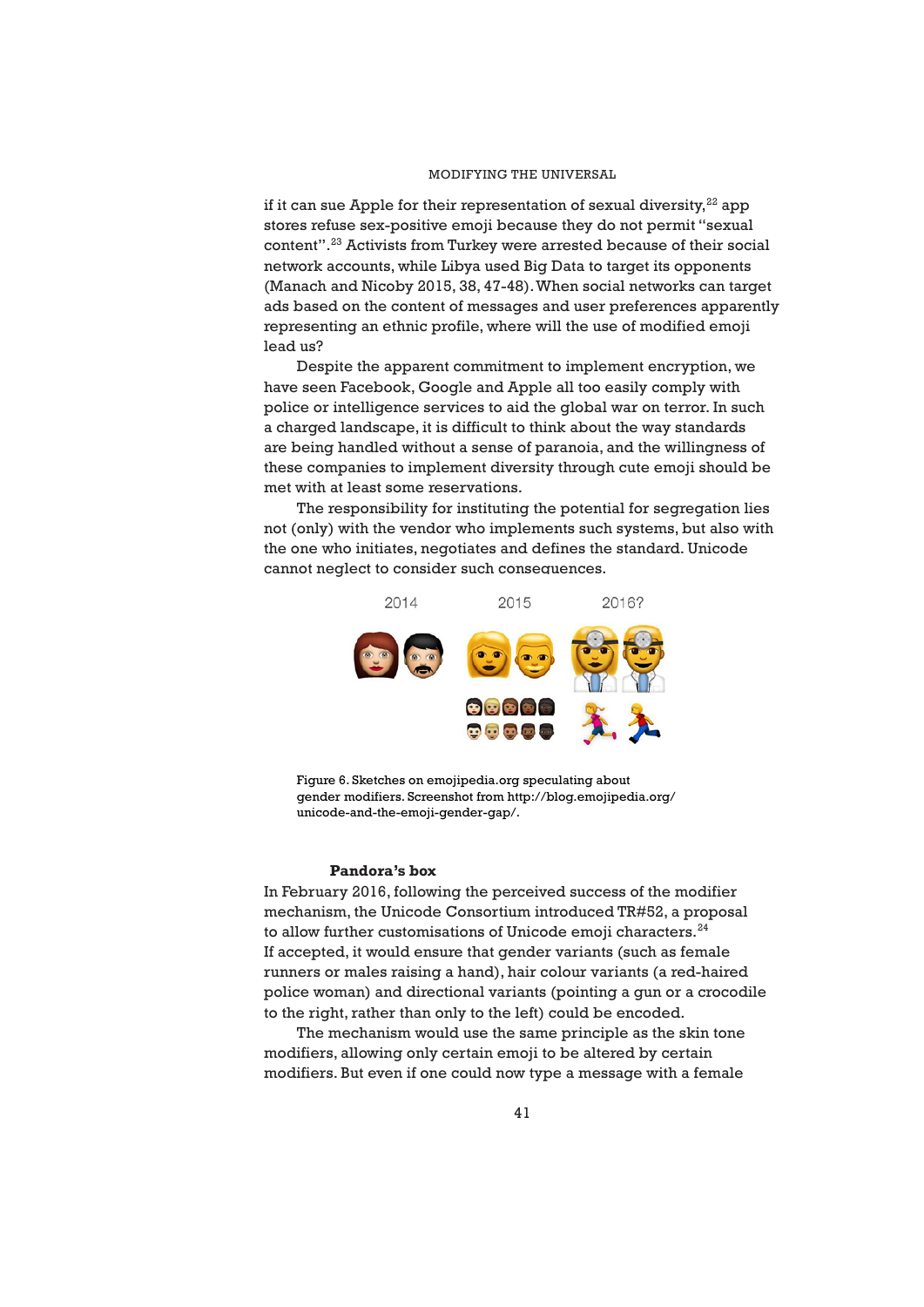if it can sue Apple for their representation of sexual diversity,[22] app stores refuse sex-positive emoji because they do not permit "sexual content".[23] Activists from Turkey were arrested because of their social network accounts, while Libya used Big Data to target its opponents (Manach and Nicoby 2015, 38, 47-48). When social networks can target ads based on the content of messages and user preferences apparently representing an ethnic profile, where will the use of modified emoji lead us?

Despite the apparent commitment to implement encryption, we have seen Facebook, Google and Apple all too easily comply with police or intelligence services to aid the global war on terror. In such a charged landscape, it is difficult to think about the way standards are being handled without a sense of paranoia, and the willingness of these companies to implement diversity through cute emoji should be met with at least some reservations.

The responsibility for instituting the potential for segregation lies not (only) with the vendor who implements such systems, but also with the one who initiates, negotiates and defines the standard. Unicode cannot neglect to consider such consequences.

Figure 6. Sketches on emojipedia.org speculating about gender modifiers. Screenshot from http://blog.emojipedia.org/unicode-and-the-emoji-gender-gap/.

### Pandora's box

In February 2016, following the perceived success of the modifier mechanism, the Unicode Consortium introduced TR#52, a proposal to allow further customisations of Unicode emoji characters.[24] If accepted, it would ensure that gender variants (such as female runners or males raising a hand), hair colour variants (a red-haired police woman) and directional variants (pointing a gun or a crocodile to the right, rather than only to the left) could be encoded.

The mechanism would use the same principle as the skin tone modifiers, allowing only certain emoji to be altered by certain modifiers. But even if one could now type a message with a female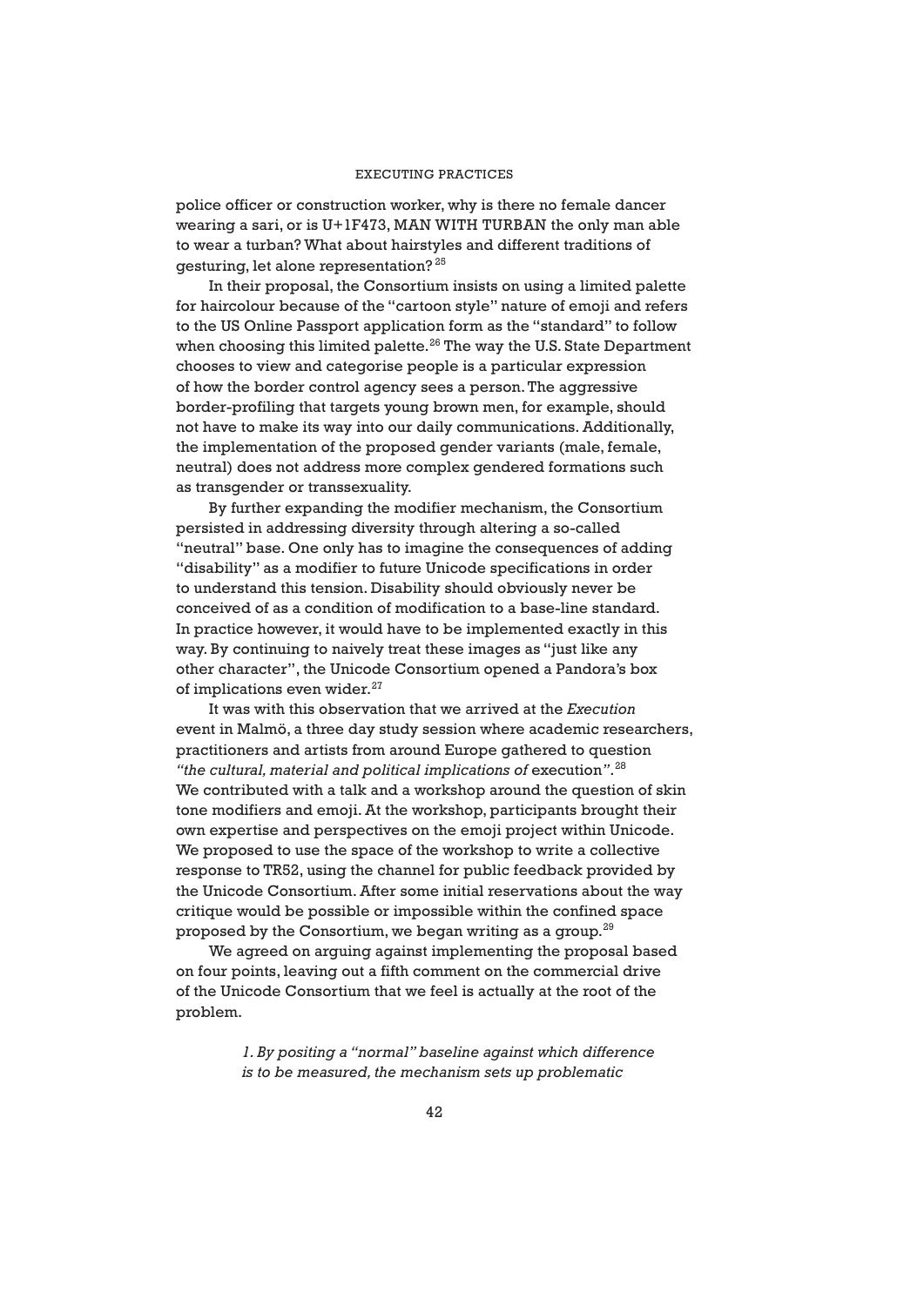police officer or construction worker, why is there no female dancer wearing a sari, or is U+1F473, MAN WITH TURBAN the only man able to wear a turban? What about hairstyles and different traditions of gesturing, let alone representation? [25]

In their proposal, the Consortium insists on using a limited palette for haircolour because of the "cartoon style" nature of emoji and refers to the US Online Passport application form as the "standard" to follow when choosing this limited palette.[26] The way the U.S. State Department chooses to view and categorise people is a particular expression of how the border control agency sees a person. The aggressive border-profiling that targets young brown men, for example, should not have to make its way into our daily communications. Additionally, the implementation of the proposed gender variants (male, female, neutral) does not address more complex gendered formations such as transgender or transsexuality.

By further expanding the modifier mechanism, the Consortium persisted in addressing diversity through altering a so-called "neutral" base. One only has to imagine the consequences of adding "disability" as a modifier to future Unicode specifications in order to understand this tension. Disability should obviously never be conceived of as a condition of modification to a base-line standard. In practice however, it would have to be implemented exactly in this way. By continuing to naively treat these images as "just like any other character", the Unicode Consortium opened a Pandora's box of implications even wider.[27]

It was with this observation that we arrived at the *Execution* event in Malmö, a three day study session where academic researchers, practitioners and artists from around Europe gathered to question *"the cultural, material and political implications of* execution*"*.[28] We contributed with a talk and a workshop around the question of skin tone modifiers and emoji. At the workshop, participants brought their own expertise and perspectives on the emoji project within Unicode. We proposed to use the space of the workshop to write a collective response to TR52, using the channel for public feedback provided by the Unicode Consortium. After some initial reservations about the way critique would be possible or impossible within the confined space proposed by the Consortium, we began writing as a group.[29]

We agreed on arguing against implementing the proposal based on four points, leaving out a fifth comment on the commercial drive of the Unicode Consortium that we feel is actually at the root of the problem.

> *1. By positing a "normal" baseline against which difference is to be measured, the mechanism sets up problematic*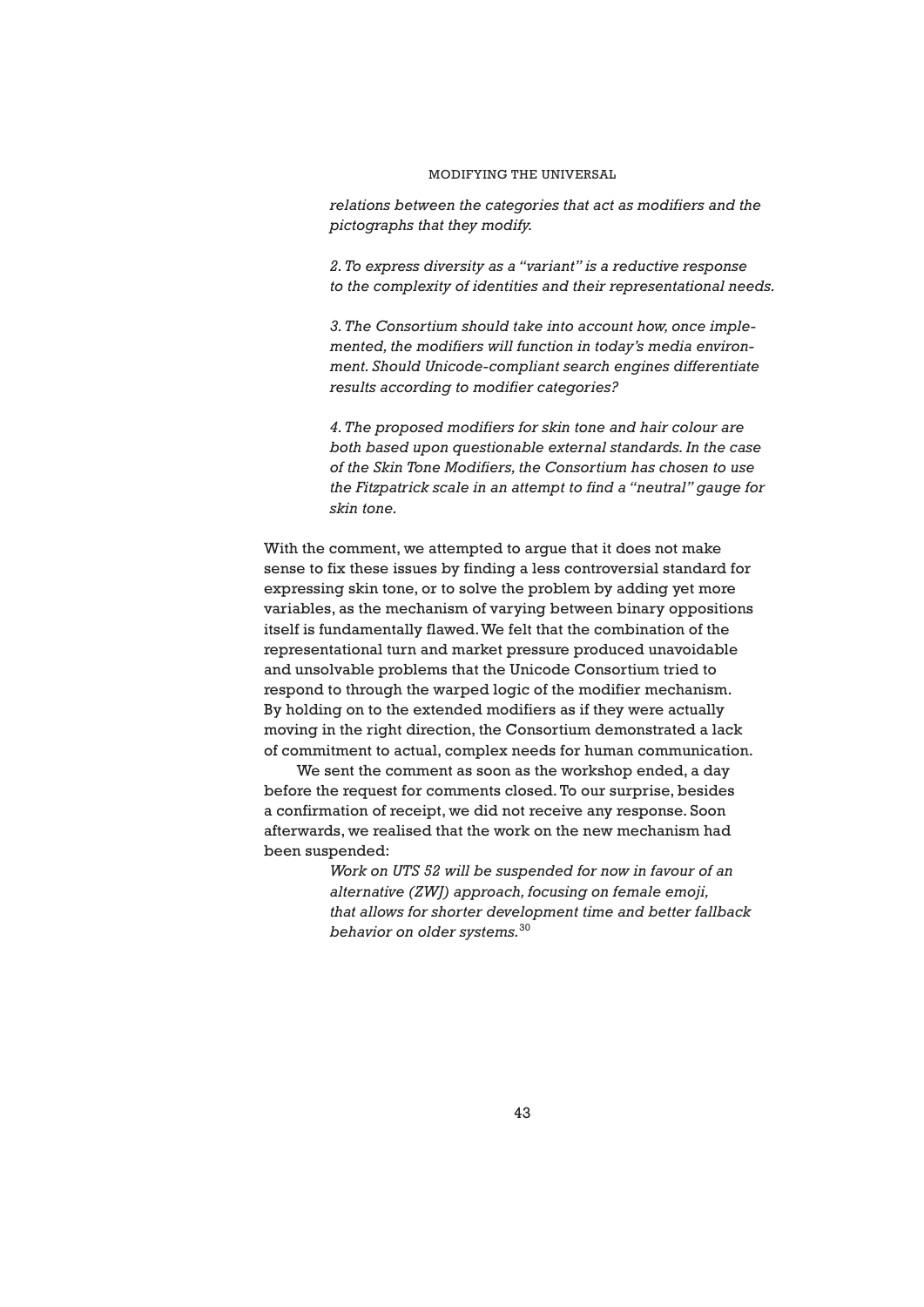*relations between the categories that act as modifiers and the pictographs that they modify.*

*2. To express diversity as a "variant" is a reductive response to the complexity of identities and their representational needs.*

*3. The Consortium should take into account how, once implemented, the modifiers will function in today's media environment. Should Unicode-compliant search engines differentiate results according to modifier categories?*

*4. The proposed modifiers for skin tone and hair colour are both based upon questionable external standards. In the case of the Skin Tone Modifiers, the Consortium has chosen to use the Fitzpatrick scale in an attempt to find a "neutral" gauge for skin tone.*

With the comment, we attempted to argue that it does not make sense to fix these issues by finding a less controversial standard for expressing skin tone, or to solve the problem by adding yet more variables, as the mechanism of varying between binary oppositions itself is fundamentally flawed. We felt that the combination of the representational turn and market pressure produced unavoidable and unsolvable problems that the Unicode Consortium tried to respond to through the warped logic of the modifier mechanism. By holding on to the extended modifiers as if they were actually moving in the right direction, the Consortium demonstrated a lack of commitment to actual, complex needs for human communication.

We sent the comment as soon as the workshop ended, a day before the request for comments closed. To our surprise, besides a confirmation of receipt, we did not receive any response. Soon afterwards, we realised that the work on the new mechanism had been suspended:

> *Work on UTS 52 will be suspended for now in favour of an alternative (ZWJ) approach, focusing on female emoji, that allows for shorter development time and better fallback behavior on older systems.*[30]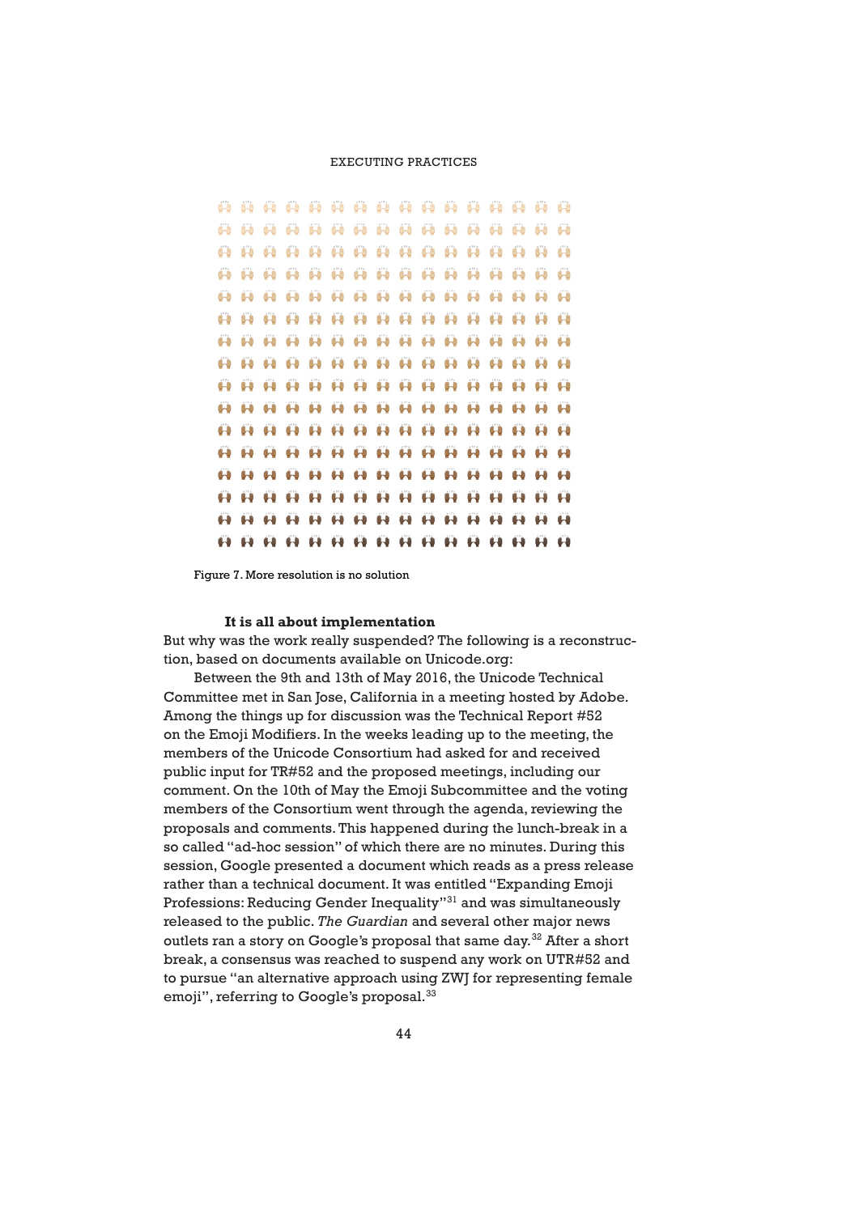Figure 7. More resolution is no solution

### It is all about implementation

But why was the work really suspended? The following is a reconstruction, based on documents available on Unicode.org:

Between the 9th and 13th of May 2016, the Unicode Technical Committee met in San Jose, California in a meeting hosted by Adobe. Among the things up for discussion was the Technical Report #52 on the Emoji Modifiers. In the weeks leading up to the meeting, the members of the Unicode Consortium had asked for and received public input for TR#52 and the proposed meetings, including our comment. On the 10th of May the Emoji Subcommittee and the voting members of the Consortium went through the agenda, reviewing the proposals and comments. This happened during the lunch-break in a so called "ad-hoc session" of which there are no minutes. During this session, Google presented a document which reads as a press release rather than a technical document. It was entitled "Expanding Emoji Professions: Reducing Gender Inequality"[31] and was simultaneously released to the public. *The Guardian* and several other major news outlets ran a story on Google's proposal that same day.[32] After a short break, a consensus was reached to suspend any work on UTR#52 and to pursue "an alternative approach using ZWJ for representing female emoji", referring to Google's proposal.[33]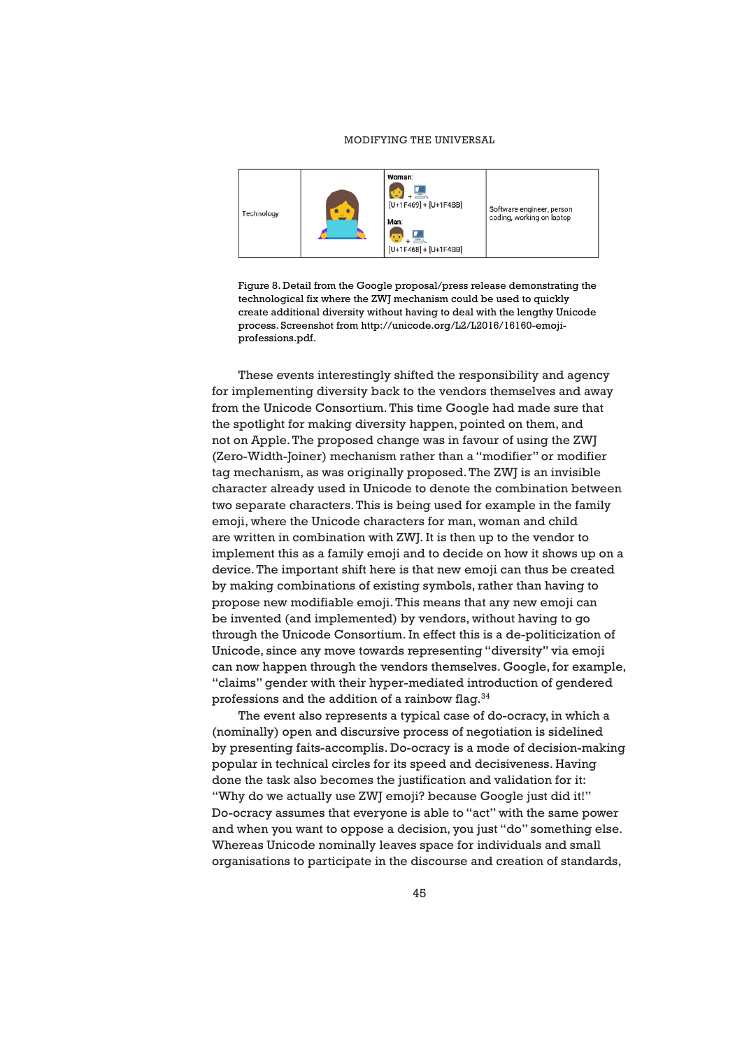| Technology | | Woman: [U+1F469] + [U+1F4BB] Man: [U+1F468] + [U+1F4BB] | Software engineer, person coding, working on laptop |
|---|---|---|---|

Figure 8. Detail from the Google proposal/press release demonstrating the technological fix where the ZWJ mechanism could be used to quickly create additional diversity without having to deal with the lengthy Unicode process. Screenshot from http://unicode.org/L2/L2016/16160-emoji-professions.pdf.

These events interestingly shifted the responsibility and agency for implementing diversity back to the vendors themselves and away from the Unicode Consortium. This time Google had made sure that the spotlight for making diversity happen, pointed on them, and not on Apple. The proposed change was in favour of using the ZWJ (Zero-Width-Joiner) mechanism rather than a "modifier" or modifier tag mechanism, as was originally proposed. The ZWJ is an invisible character already used in Unicode to denote the combination between two separate characters. This is being used for example in the family emoji, where the Unicode characters for man, woman and child are written in combination with ZWJ. It is then up to the vendor to implement this as a family emoji and to decide on how it shows up on a device. The important shift here is that new emoji can thus be created by making combinations of existing symbols, rather than having to propose new modifiable emoji. This means that any new emoji can be invented (and implemented) by vendors, without having to go through the Unicode Consortium. In effect this is a de-politicization of Unicode, since any move towards representing "diversity" via emoji can now happen through the vendors themselves. Google, for example, "claims" gender with their hyper-mediated introduction of gendered professions and the addition of a rainbow flag.[34]

The event also represents a typical case of do-ocracy, in which a (nominally) open and discursive process of negotiation is sidelined by presenting faits-accomplis. Do-ocracy is a mode of decision-making popular in technical circles for its speed and decisiveness. Having done the task also becomes the justification and validation for it: "Why do we actually use ZWJ emoji? because Google just did it!" Do-ocracy assumes that everyone is able to "act" with the same power and when you want to oppose a decision, you just "do" something else. Whereas Unicode nominally leaves space for individuals and small organisations to participate in the discourse and creation of standards,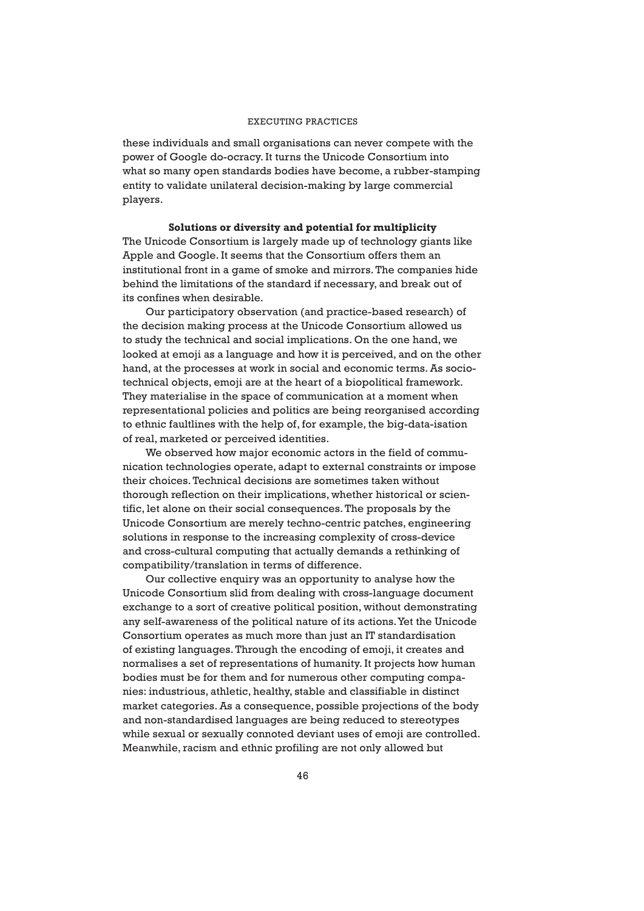these individuals and small organisations can never compete with the power of Google do-ocracy. It turns the Unicode Consortium into what so many open standards bodies have become, a rubber-stamping entity to validate unilateral decision-making by large commercial players.

### Solutions or diversity and potential for multiplicity

The Unicode Consortium is largely made up of technology giants like Apple and Google. It seems that the Consortium offers them an institutional front in a game of smoke and mirrors. The companies hide behind the limitations of the standard if necessary, and break out of its confines when desirable.

Our participatory observation (and practice-based research) of the decision making process at the Unicode Consortium allowed us to study the technical and social implications. On the one hand, we looked at emoji as a language and how it is perceived, and on the other hand, at the processes at work in social and economic terms. As socio-technical objects, emoji are at the heart of a biopolitical framework. They materialise in the space of communication at a moment when representational policies and politics are being reorganised according to ethnic faultlines with the help of, for example, the big-data-isation of real, marketed or perceived identities.

We observed how major economic actors in the field of communication technologies operate, adapt to external constraints or impose their choices. Technical decisions are sometimes taken without thorough reflection on their implications, whether historical or scientific, let alone on their social consequences. The proposals by the Unicode Consortium are merely techno-centric patches, engineering solutions in response to the increasing complexity of cross-device and cross-cultural computing that actually demands a rethinking of compatibility/translation in terms of difference.

Our collective enquiry was an opportunity to analyse how the Unicode Consortium slid from dealing with cross-language document exchange to a sort of creative political position, without demonstrating any self-awareness of the political nature of its actions. Yet the Unicode Consortium operates as much more than just an IT standardisation of existing languages. Through the encoding of emoji, it creates and normalises a set of representations of humanity. It projects how human bodies must be for them and for numerous other computing companies: industrious, athletic, healthy, stable and classifiable in distinct market categories. As a consequence, possible projections of the body and non-standardised languages are being reduced to stereotypes while sexual or sexually connoted deviant uses of emoji are controlled. Meanwhile, racism and ethnic profiling are not only allowed but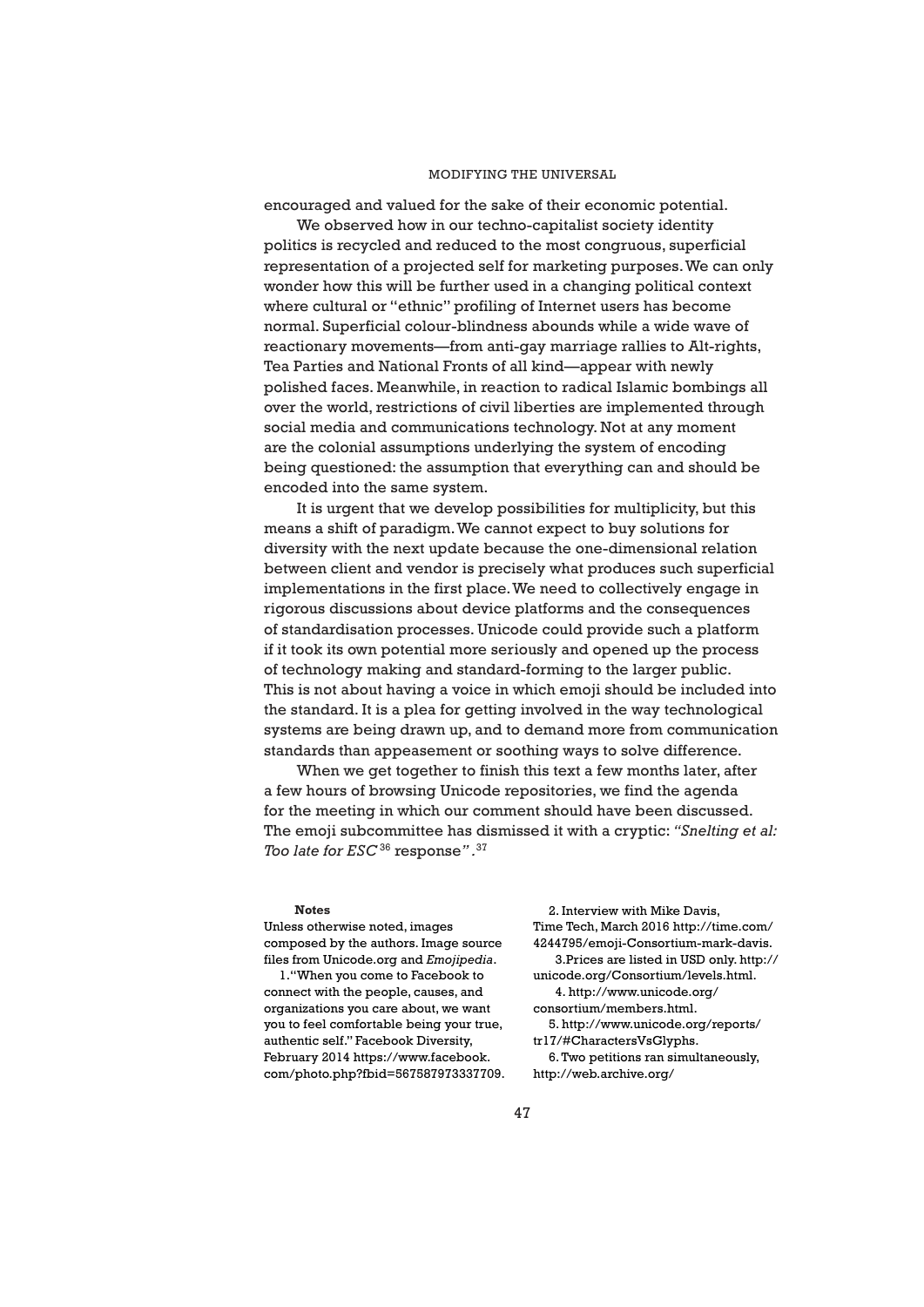encouraged and valued for the sake of their economic potential.

We observed how in our techno-capitalist society identity politics is recycled and reduced to the most congruous, superficial representation of a projected self for marketing purposes. We can only wonder how this will be further used in a changing political context where cultural or "ethnic" profiling of Internet users has become normal. Superficial colour-blindness abounds while a wide wave of reactionary movements—from anti-gay marriage rallies to Alt-rights, Tea Parties and National Fronts of all kind—appear with newly polished faces. Meanwhile, in reaction to radical Islamic bombings all over the world, restrictions of civil liberties are implemented through social media and communications technology. Not at any moment are the colonial assumptions underlying the system of encoding being questioned: the assumption that everything can and should be encoded into the same system.

It is urgent that we develop possibilities for multiplicity, but this means a shift of paradigm. We cannot expect to buy solutions for diversity with the next update because the one-dimensional relation between client and vendor is precisely what produces such superficial implementations in the first place. We need to collectively engage in rigorous discussions about device platforms and the consequences of standardisation processes. Unicode could provide such a platform if it took its own potential more seriously and opened up the process of technology making and standard-forming to the larger public. This is not about having a voice in which emoji should be included into the standard. It is a plea for getting involved in the way technological systems are being drawn up, and to demand more from communication standards than appeasement or soothing ways to solve difference.

When we get together to finish this text a few months later, after a few hours of browsing Unicode repositories, we find the agenda for the meeting in which our comment should have been discussed. The emoji subcommittee has dismissed it with a cryptic: *"Snelting et al: Too late for ESC*[36] response*"*.[37]

**Notes**

Unless otherwise noted, images composed by the authors. Image source files from Unicode.org and *Emojipedia*.

1. "When you come to Facebook to connect with the people, causes, and organizations you care about, we want you to feel comfortable being your true, authentic self." Facebook Diversity, February 2014 https://www.facebook.com/photo.php?fbid=567587973337709.

2. Interview with Mike Davis, Time Tech, March 2016 http://time.com/4244795/emoji-Consortium-mark-davis.

3. Prices are listed in USD only. http://unicode.org/Consortium/levels.html.

4. http://www.unicode.org/consortium/members.html.

5. http://www.unicode.org/reports/tr17/#CharactersVsGlyphs.

6. Two petitions ran simultaneously, http://web.archive.org/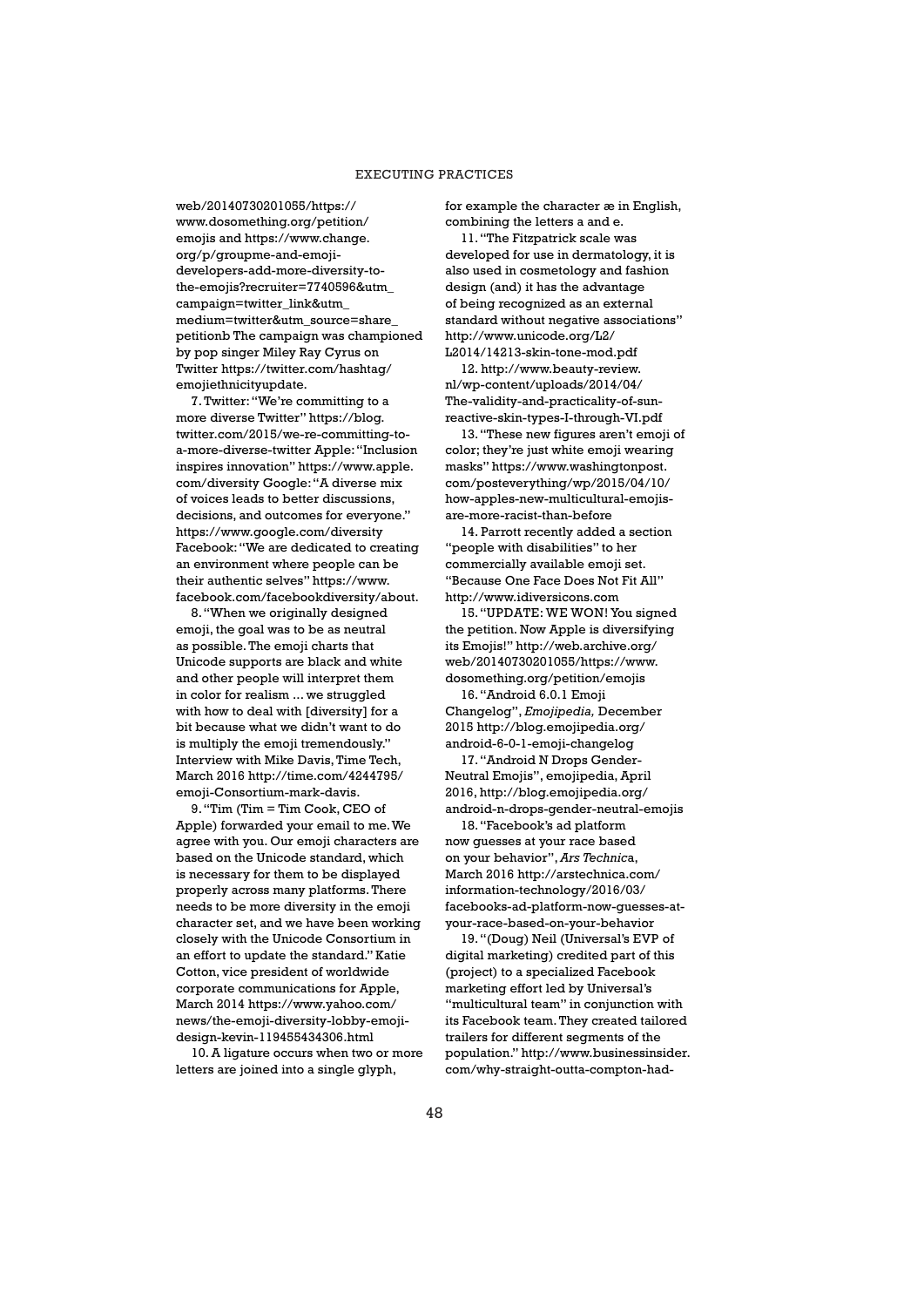web/20140730201055/https://www.dosomething.org/petition/emojis and https://www.change.org/p/groupme-and-emoji-developers-add-more-diversity-to-the-emojis?recruiter=7740596&utm_campaign=twitter_link&utm_medium=twitter&utm_source=share_petitionb The campaign was championed by pop singer Miley Ray Cyrus on Twitter https://twitter.com/hashtag/emojiethnicityupdate.

7. Twitter: "We're committing to a more diverse Twitter" https://blog.twitter.com/2015/we-re-committing-to-a-more-diverse-twitter Apple: "Inclusion inspires innovation" https://www.apple.com/diversity Google: "A diverse mix of voices leads to better discussions, decisions, and outcomes for everyone." https://www.google.com/diversity Facebook: "We are dedicated to creating an environment where people can be their authentic selves" https://www.facebook.com/facebookdiversity/about.

8. "When we originally designed emoji, the goal was to be as neutral as possible. The emoji charts that Unicode supports are black and white and other people will interpret them in color for realism ... we struggled with how to deal with [diversity] for a bit because what we didn't want to do is multiply the emoji tremendously." Interview with Mike Davis, Time Tech, March 2016 http://time.com/4244795/emoji-Consortium-mark-davis.

9. "Tim (Tim = Tim Cook, CEO of Apple) forwarded your email to me. We agree with you. Our emoji characters are based on the Unicode standard, which is necessary for them to be displayed properly across many platforms. There needs to be more diversity in the emoji character set, and we have been working closely with the Unicode Consortium in an effort to update the standard." Katie Cotton, vice president of worldwide corporate communications for Apple, March 2014 https://www.yahoo.com/news/the-emoji-diversity-lobby-emoji-design-kevin-119455434306.html

10. A ligature occurs when two or more letters are joined into a single glyph, for example the character æ in English, combining the letters a and e.

11. "The Fitzpatrick scale was developed for use in dermatology, it is also used in cosmetology and fashion design (and) it has the advantage of being recognized as an external standard without negative associations" http://www.unicode.org/L2/L2014/14213-skin-tone-mod.pdf

12. http://www.beauty-review.nl/wp-content/uploads/2014/04/The-validity-and-practicality-of-sun-reactive-skin-types-I-through-VI.pdf

13. "These new figures aren't emoji of color; they're just white emoji wearing masks" https://www.washingtonpost.com/posteverything/wp/2015/04/10/how-apples-new-multicultural-emojis-are-more-racist-than-before

14. Parrott recently added a section "people with disabilities" to her commercially available emoji set. "Because One Face Does Not Fit All" http://www.idiversicons.com

15. "UPDATE: WE WON! You signed the petition. Now Apple is diversifying its Emojis!" http://web.archive.org/web/20140730201055/https://www.dosomething.org/petition/emojis

16. "Android 6.0.1 Emoji Changelog", *Emojipedia,* December 2015 http://blog.emojipedia.org/android-6-0-1-emoji-changelog

17. "Android N Drops Gender-Neutral Emojis", emojipedia, April 2016, http://blog.emojipedia.org/android-n-drops-gender-neutral-emojis

18. "Facebook's ad platform now guesses at your race based on your behavior", *Ars Technic*a, March 2016 http://arstechnica.com/information-technology/2016/03/facebooks-ad-platform-now-guesses-at-your-race-based-on-your-behavior

19. "(Doug) Neil (Universal's EVP of digital marketing) credited part of this (project) to a specialized Facebook marketing effort led by Universal's "multicultural team" in conjunction with its Facebook team. They created tailored trailers for different segments of the population." http://www.businessinsider.com/why-straight-outta-compton-had-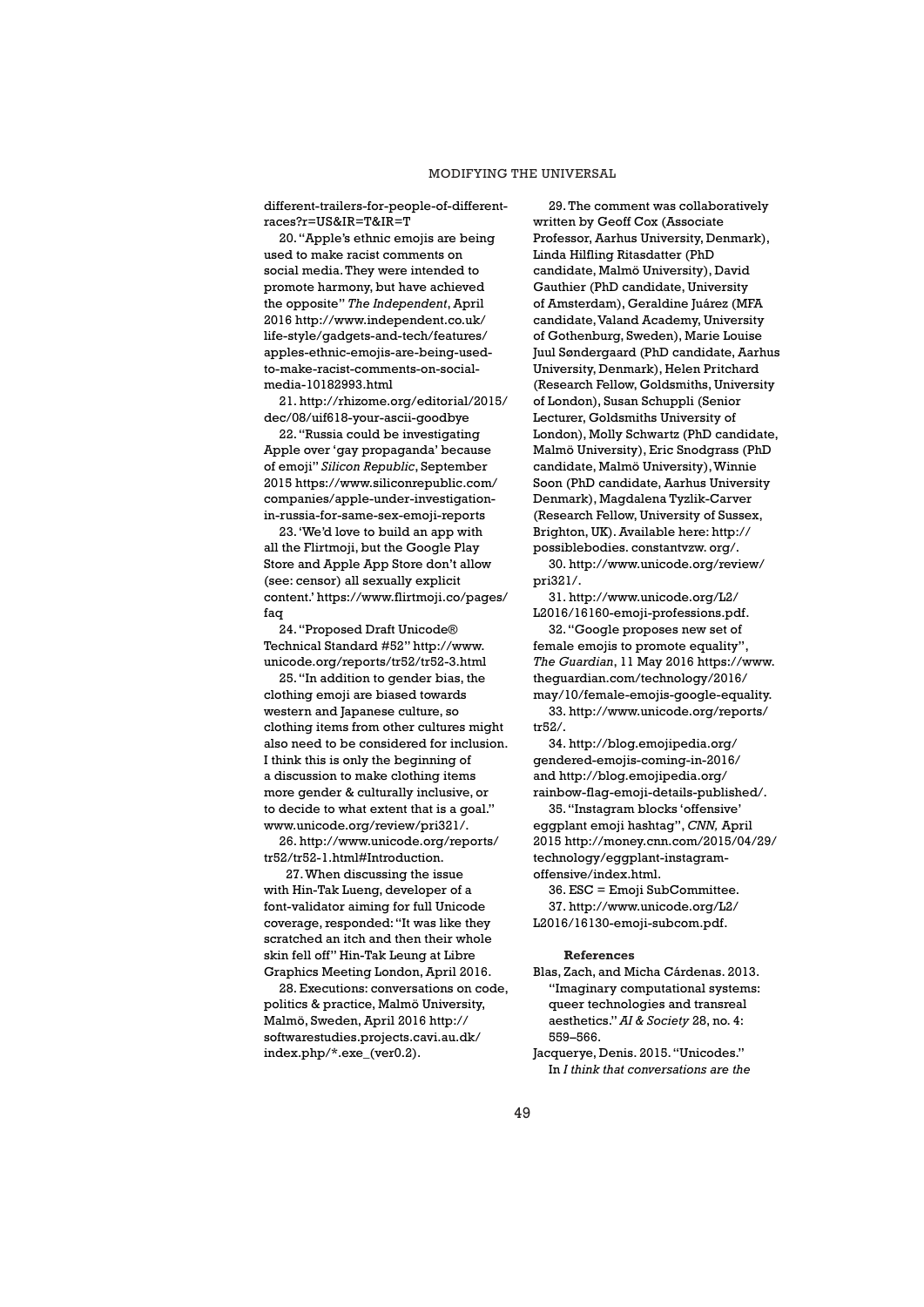different-trailers-for-people-of-different-races?r=US&IR=T&IR=T

20. "Apple's ethnic emojis are being used to make racist comments on social media. They were intended to promote harmony, but have achieved the opposite" *The Independent*, April 2016 http://www.independent.co.uk/life-style/gadgets-and-tech/features/apples-ethnic-emojis-are-being-used-to-make-racist-comments-on-social-media-10182993.html

21. http://rhizome.org/editorial/2015/dec/08/uif618-your-ascii-goodbye

22. "Russia could be investigating Apple over 'gay propaganda' because of emoji" *Silicon Republic*, September 2015 https://www.siliconrepublic.com/companies/apple-under-investigation-in-russia-for-same-sex-emoji-reports

23. 'We'd love to build an app with all the Flirtmoji, but the Google Play Store and Apple App Store don't allow (see: censor) all sexually explicit content.' https://www.flirtmoji.co/pages/faq

24. "Proposed Draft Unicode® Technical Standard #52" http://www.unicode.org/reports/tr52/tr52-3.html

25. "In addition to gender bias, the clothing emoji are biased towards western and Japanese culture, so clothing items from other cultures might also need to be considered for inclusion. I think this is only the beginning of a discussion to make clothing items more gender & culturally inclusive, or to decide to what extent that is a goal." www.unicode.org/review/pri321/.

26. http://www.unicode.org/reports/tr52/tr52-1.html#Introduction.

27. When discussing the issue with Hin-Tak Lueng, developer of a font-validator aiming for full Unicode coverage, responded: "It was like they scratched an itch and then their whole skin fell off" Hin-Tak Leung at Libre Graphics Meeting London, April 2016.

28. Executions: conversations on code, politics & practice, Malmö University, Malmö, Sweden, April 2016 http://softwarestudies.projects.cavi.au.dk/index.php/*.exe_(ver0.2).

29. The comment was collaboratively written by Geoff Cox (Associate Professor, Aarhus University, Denmark), Linda Hilfling Ritasdatter (PhD candidate, Malmö University), David Gauthier (PhD candidate, University of Amsterdam), Geraldine Juárez (MFA candidate, Valand Academy, University of Gothenburg, Sweden), Marie Louise Juul Søndergaard (PhD candidate, Aarhus University, Denmark), Helen Pritchard (Research Fellow, Goldsmiths, University of London), Susan Schuppli (Senior Lecturer, Goldsmiths University of London), Molly Schwartz (PhD candidate, Malmö University), Eric Snodgrass (PhD candidate, Malmö University), Winnie Soon (PhD candidate, Aarhus University Denmark), Magdalena Tyzlik-Carver (Research Fellow, University of Sussex, Brighton, UK). Available here: http://possiblebodies. constantvzw. org/.

30. http://www.unicode.org/review/pri321/.

31. http://www.unicode.org/L2/L2016/16160-emoji-professions.pdf.

32. "Google proposes new set of female emojis to promote equality", *The Guardian*, 11 May 2016 https://www.theguardian.com/technology/2016/may/10/female-emojis-google-equality.

33. http://www.unicode.org/reports/tr52/.

34. http://blog.emojipedia.org/gendered-emojis-coming-in-2016/ and http://blog.emojipedia.org/rainbow-flag-emoji-details-published/.

35. "Instagram blocks 'offensive' eggplant emoji hashtag", *CNN,* April 2015 http://money.cnn.com/2015/04/29/technology/eggplant-instagram-offensive/index.html.

36. ESC = Emoji SubCommittee.

37. http://www.unicode.org/L2/L2016/16130-emoji-subcom.pdf.

**References**

Blas, Zach, and Micha Cárdenas. 2013. "Imaginary computational systems: queer technologies and transreal aesthetics." *AI & Society* 28, no. 4: 559–566.

Jacquerye, Denis. 2015. "Unicodes." In *I think that conversations are the*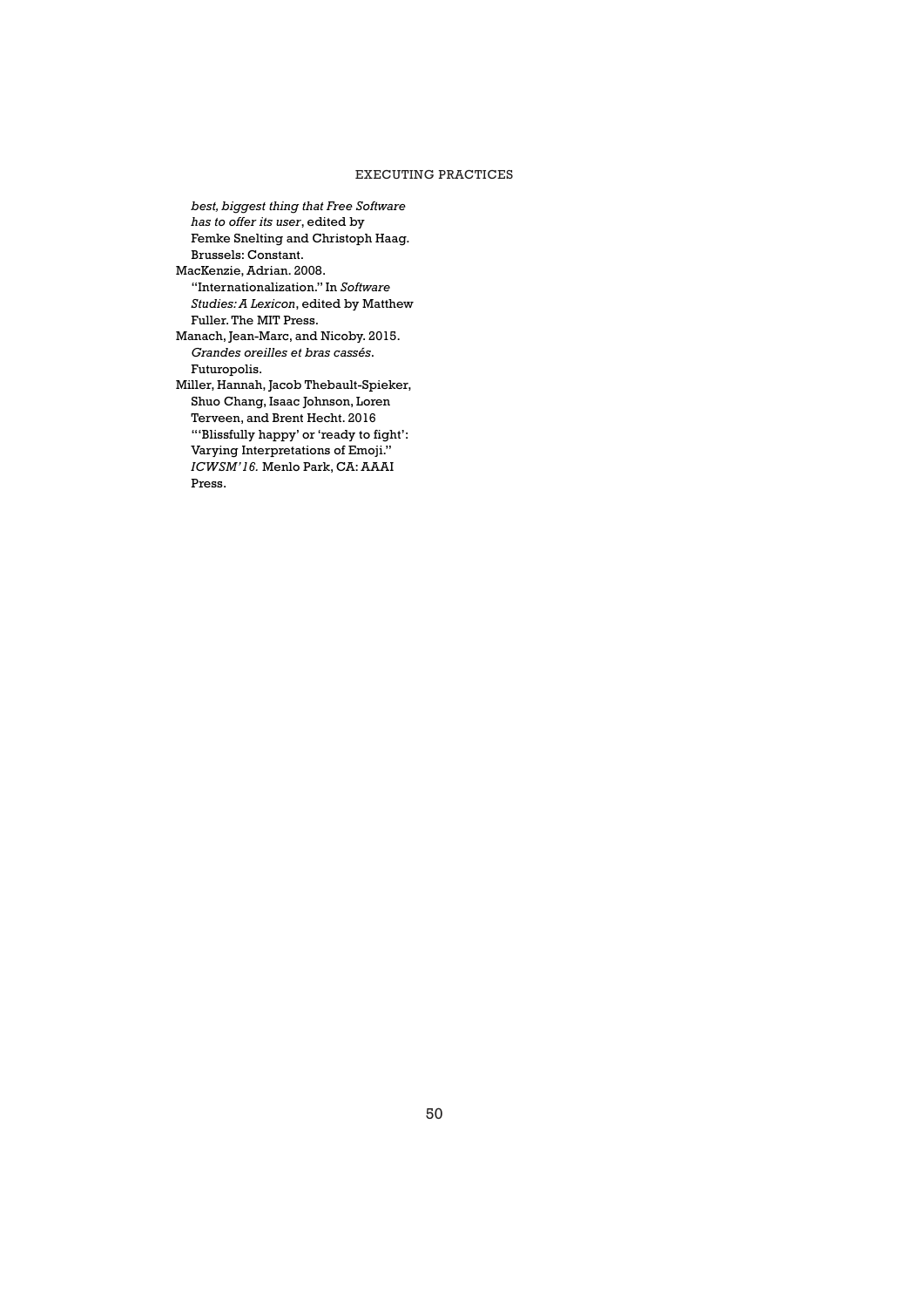*best, biggest thing that Free Software has to offer its user*, edited by Femke Snelting and Christoph Haag. Brussels: Constant.

MacKenzie, Adrian. 2008. "Internationalization." In *Software Studies: A Lexicon*, edited by Matthew Fuller. The MIT Press.

Manach, Jean-Marc, and Nicoby. 2015. *Grandes oreilles et bras cassés*. Futuropolis.

Miller, Hannah, Jacob Thebault-Spieker, Shuo Chang, Isaac Johnson, Loren Terveen, and Brent Hecht. 2016 "'Blissfully happy' or 'ready to fight': Varying Interpretations of Emoji." *ICWSM'16.* Menlo Park, CA: AAAI Press.